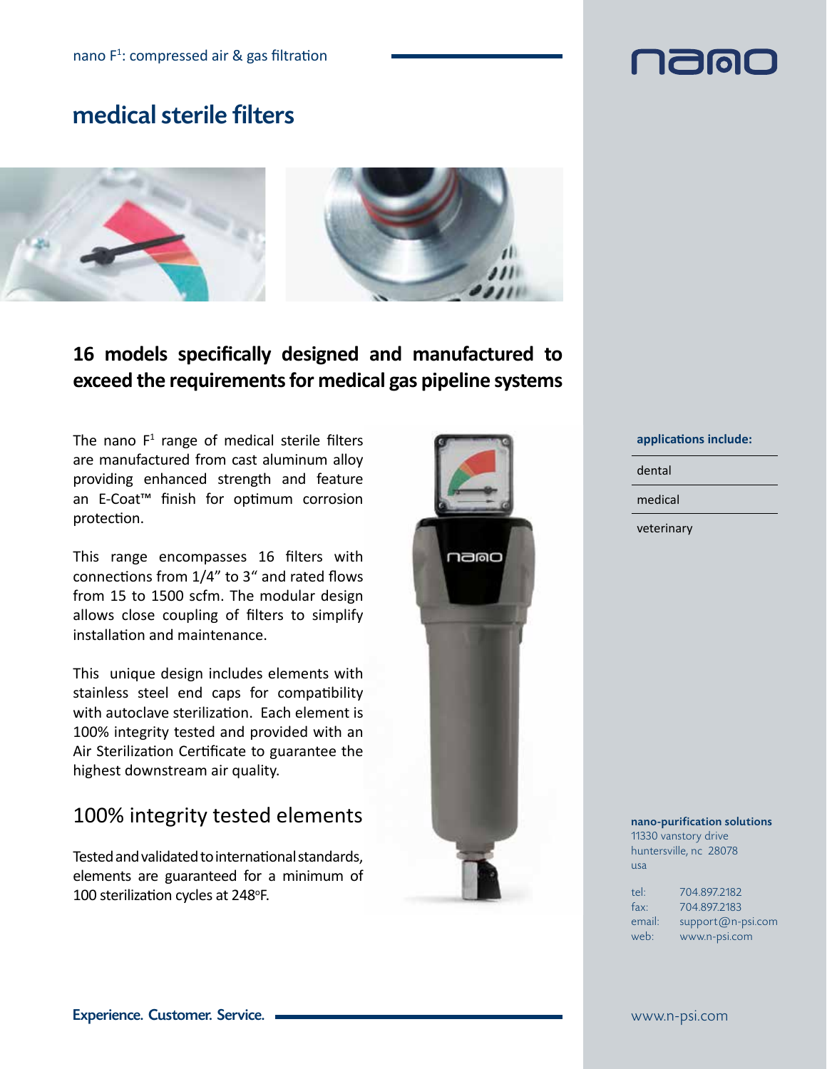nano F[1]: compressed air & gas filtration

# medical sterile filters

## 16 models specifically designed and manufactured to exceed the requirements for medical gas pipeline systems

The nano F[1] range of medical sterile filters are manufactured from cast aluminum alloy providing enhanced strength and feature an E-Coat™ finish for optimum corrosion protection.

This range encompasses 16 filters with connections from 1/4" to 3" and rated flows from 15 to 1500 scfm. The modular design allows close coupling of filters to simplify installation and maintenance.

This unique design includes elements with stainless steel end caps for compatibility with autoclave sterilization. Each element is 100% integrity tested and provided with an Air Sterilization Certificate to guarantee the highest downstream air quality.

## 100% integrity tested elements

Tested and validated to international standards, elements are guaranteed for a minimum of 100 sterilization cycles at 248°F.

**applications include:**

- dental
- medical
- veterinary

**nano-purification solutions**
11330 vanstory drive
huntersville, nc 28078
usa

| | |
|---|---|
| tel: | 704.897.2182 |
| fax: | 704.897.2183 |
| email: | support@n-psi.com |
| web: | www.n-psi.com |

**Experience. Customer. Service.**

www.n-psi.com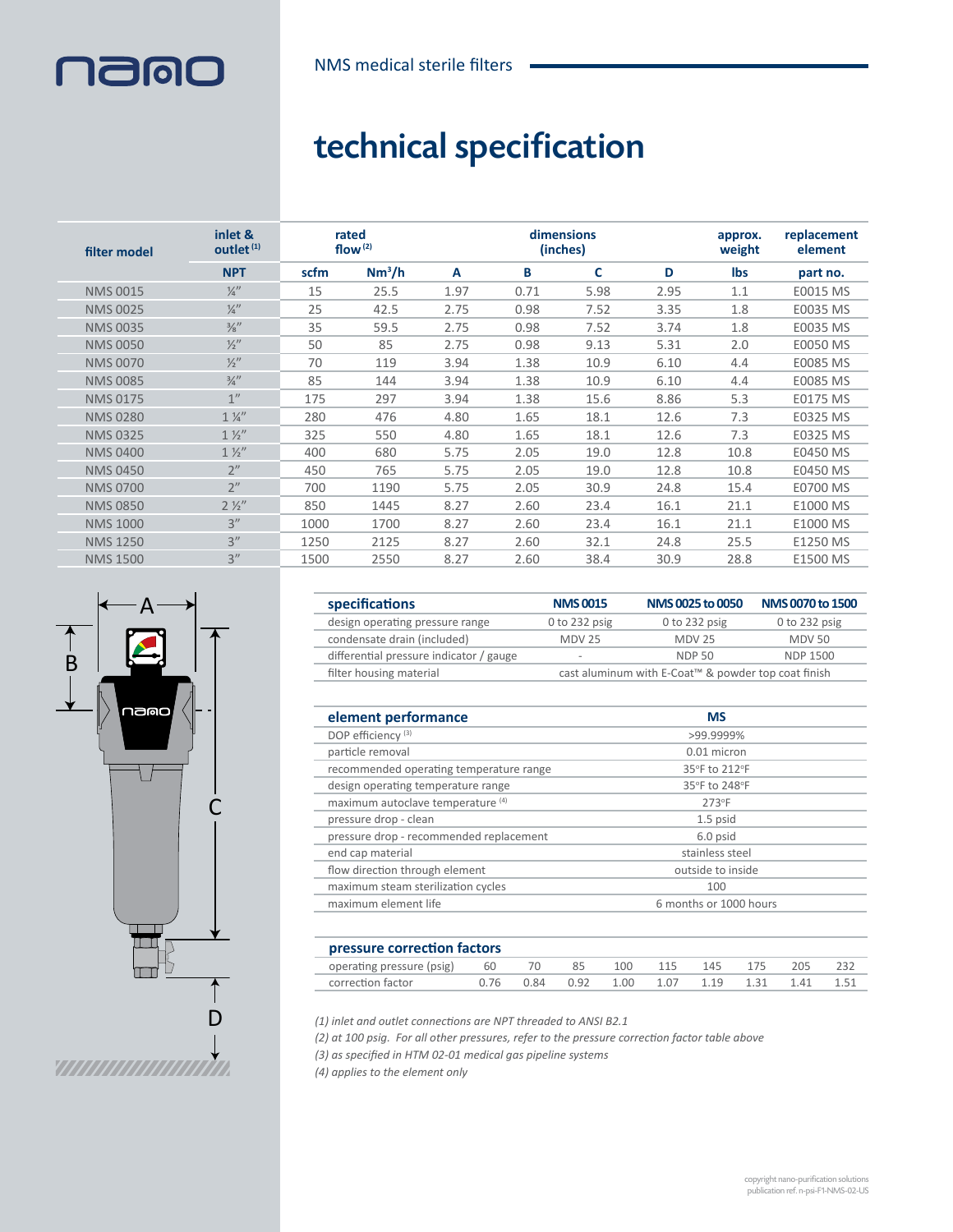NMS medical sterile filters

# technical specification

| filter model | inlet & outlet [1] | rated flow [2] | | dimensions (inches) | | | | approx. weight | replacement element |
|---|---|---|---|---|---|---|---|---|---|
| | NPT | scfm | Nm³/h | A | B | C | D | lbs | part no. |
| NMS 0015 | ¼" | 15 | 25.5 | 1.97 | 0.71 | 5.98 | 2.95 | 1.1 | E0015 MS |
| NMS 0025 | ¼" | 25 | 42.5 | 2.75 | 0.98 | 7.52 | 3.35 | 1.8 | E0035 MS |
| NMS 0035 | ⅜" | 35 | 59.5 | 2.75 | 0.98 | 7.52 | 3.74 | 1.8 | E0035 MS |
| NMS 0050 | ½" | 50 | 85 | 2.75 | 0.98 | 9.13 | 5.31 | 2.0 | E0050 MS |
| NMS 0070 | ½" | 70 | 119 | 3.94 | 1.38 | 10.9 | 6.10 | 4.4 | E0085 MS |
| NMS 0085 | ¾" | 85 | 144 | 3.94 | 1.38 | 10.9 | 6.10 | 4.4 | E0085 MS |
| NMS 0175 | 1" | 175 | 297 | 3.94 | 1.38 | 15.6 | 8.86 | 5.3 | E0175 MS |
| NMS 0280 | 1 ¼" | 280 | 476 | 4.80 | 1.65 | 18.1 | 12.6 | 7.3 | E0325 MS |
| NMS 0325 | 1 ½" | 325 | 550 | 4.80 | 1.65 | 18.1 | 12.6 | 7.3 | E0325 MS |
| NMS 0400 | 1 ½" | 400 | 680 | 5.75 | 2.05 | 19.0 | 12.8 | 10.8 | E0450 MS |
| NMS 0450 | 2" | 450 | 765 | 5.75 | 2.05 | 19.0 | 12.8 | 10.8 | E0450 MS |
| NMS 0700 | 2" | 700 | 1190 | 5.75 | 2.05 | 30.9 | 24.8 | 15.4 | E0700 MS |
| NMS 0850 | 2 ½" | 850 | 1445 | 8.27 | 2.60 | 23.4 | 16.1 | 21.1 | E1000 MS |
| NMS 1000 | 3" | 1000 | 1700 | 8.27 | 2.60 | 23.4 | 16.1 | 21.1 | E1000 MS |
| NMS 1250 | 3" | 1250 | 2125 | 8.27 | 2.60 | 32.1 | 24.8 | 25.5 | E1250 MS |
| NMS 1500 | 3" | 1500 | 2550 | 8.27 | 2.60 | 38.4 | 30.9 | 28.8 | E1500 MS |

A
B
C
D

| specifications | NMS 0015 | NMS 0025 to 0050 | NMS 0070 to 1500 |
|---|---|---|---|
| design operating pressure range | 0 to 232 psig | 0 to 232 psig | 0 to 232 psig |
| condensate drain (included) | MDV 25 | MDV 25 | MDV 50 |
| differential pressure indicator / gauge | - | NDP 50 | NDP 1500 |
| filter housing material | cast aluminum with E-Coat™ & powder top coat finish | | |

| element performance | MS |
|---|---|
| DOP efficiency [3] | >99.9999% |
| particle removal | 0.01 micron |
| recommended operating temperature range | 35°F to 212°F |
| design operating temperature range | 35°F to 248°F |
| maximum autoclave temperature [4] | 273°F |
| pressure drop - clean | 1.5 psid |
| pressure drop - recommended replacement | 6.0 psid |
| end cap material | stainless steel |
| flow direction through element | outside to inside |
| maximum steam sterilization cycles | 100 |
| maximum element life | 6 months or 1000 hours |

| pressure correction factors | | | | | | | | | |
|---|---|---|---|---|---|---|---|---|---|
| operating pressure (psig) | 60 | 70 | 85 | 100 | 115 | 145 | 175 | 205 | 232 |
| correction factor | 0.76 | 0.84 | 0.92 | 1.00 | 1.07 | 1.19 | 1.31 | 1.41 | 1.51 |

*(1) inlet and outlet connections are NPT threaded to ANSI B2.1*

*(2) at 100 psig. For all other pressures, refer to the pressure correction factor table above*

*(3) as specified in HTM 02-01 medical gas pipeline systems*

*(4) applies to the element only*

copyright nano-purification solutions
publication ref. n-psi-F1-NMS-02-US